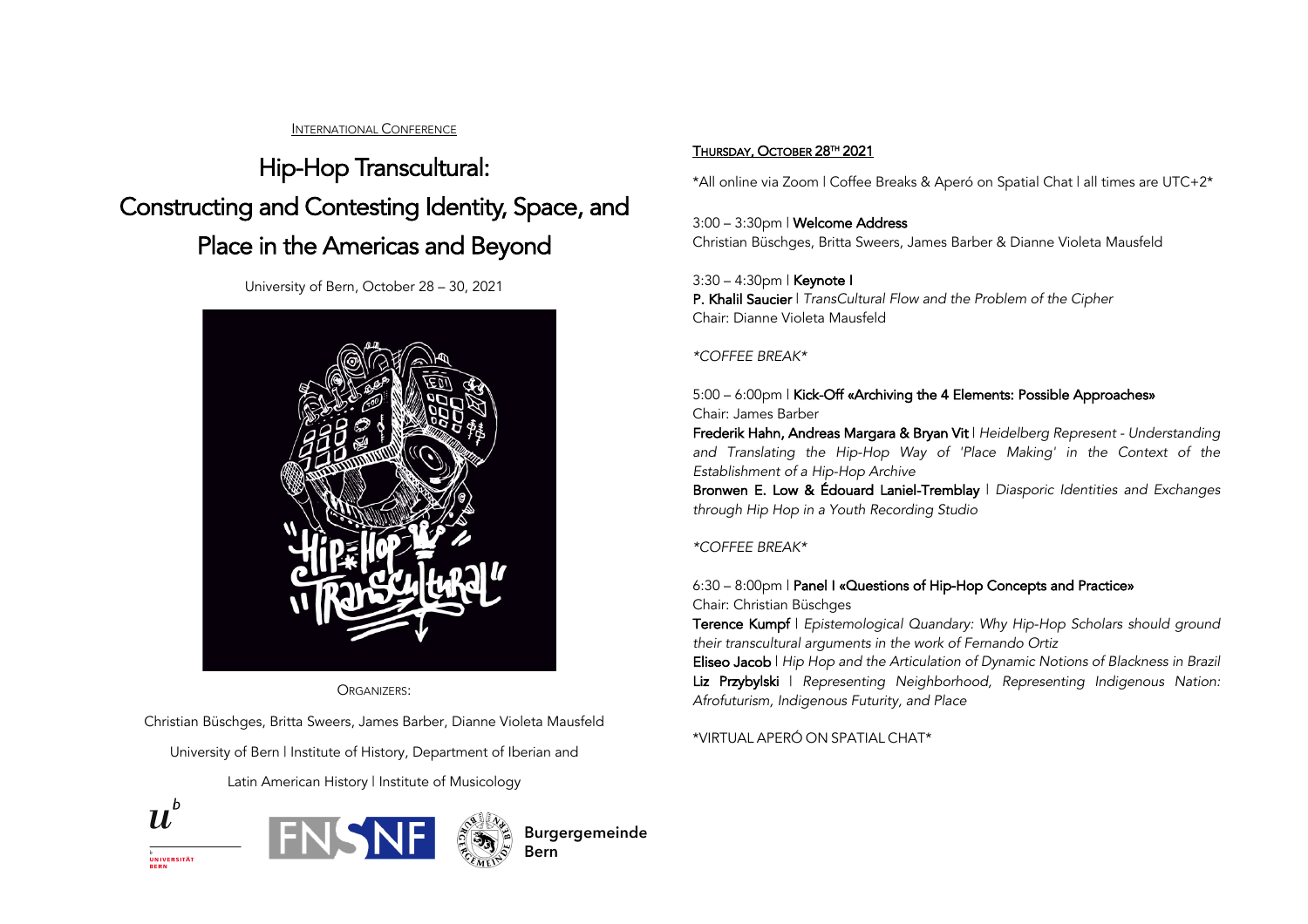INTERNATIONAL CONFERENCE

# Hip-Hop Transcultural: Constructing and Contesting Identity, Space, and Place in the Americas and Beyond

University of Bern, October 28 – 30, 2021

ORGANIZERS:

Christian Büschges, Britta Sweers, James Barber, Dianne Violeta Mausfeld

University of Bern | Institute of History, Department of Iberian and Latin American History | Institute of Musicology

Universität Bern | FNSNF | Burgergemeinde Bern

## THURSDAY, OCTOBER 28TH 2021

*All online via Zoom | Coffee Breaks & Aperó on Spatial Chat | all times are UTC+2*

3:00 – 3:30pm | **Welcome Address**
Christian Büschges, Britta Sweers, James Barber & Dianne Violeta Mausfeld

3:30 – 4:30pm | **Keynote I**
**P. Khalil Saucier** | *TransCultural Flow and the Problem of the Cipher*
Chair: Dianne Violeta Mausfeld

*COFFEE BREAK*

5:00 – 6:00pm | **Kick-Off «Archiving the 4 Elements: Possible Approaches»**
Chair: James Barber
**Frederik Hahn, Andreas Margara & Bryan Vit** | *Heidelberg Represent - Understanding and Translating the Hip-Hop Way of 'Place Making' in the Context of the Establishment of a Hip-Hop Archive*
**Bronwen E. Low & Édouard Laniel-Tremblay** | *Diasporic Identities and Exchanges through Hip Hop in a Youth Recording Studio*

*COFFEE BREAK*

6:30 – 8:00pm | **Panel I «Questions of Hip-Hop Concepts and Practice»**
Chair: Christian Büschges
**Terence Kumpf** | *Epistemological Quandary: Why Hip-Hop Scholars should ground their transcultural arguments in the work of Fernando Ortiz*
**Eliseo Jacob** | *Hip Hop and the Articulation of Dynamic Notions of Blackness in Brazil*
**Liz Przybylski** | *Representing Neighborhood, Representing Indigenous Nation: Afrofuturism, Indigenous Futurity, and Place*

*VIRTUAL APERÓ ON SPATIAL CHAT*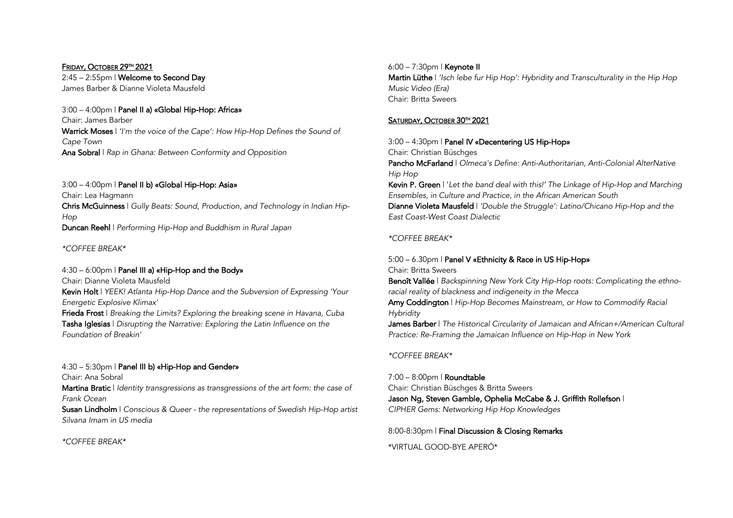## Friday, October 29th 2021

2:45 – 2:55pm | **Welcome to Second Day**
James Barber & Dianne Violeta Mausfeld

3:00 – 4:00pm | **Panel II a) «Global Hip-Hop: Africa»**
Chair: James Barber
**Warrick Moses** | *'I'm the voice of the Cape': How Hip-Hop Defines the Sound of Cape Town*
**Ana Sobral** | *Rap in Ghana: Between Conformity and Opposition*

3:00 – 4:00pm | **Panel II b) «Global Hip-Hop: Asia»**
Chair: Lea Hagmann
**Chris McGuinness** | *Gully Beats: Sound, Production, and Technology in Indian Hip-Hop*
**Duncan Reehl** | *Performing Hip-Hop and Buddhism in Rural Japan*

*\*COFFEE BREAK\**

4:30 – 6:00pm | **Panel III a) «Hip-Hop and the Body»**
Chair: Dianne Violeta Mausfeld
**Kevin Holt** | *YEEK! Atlanta Hip-Hop Dance and the Subversion of Expressing 'Your Energetic Explosive Klimax'*
**Frieda Frost** | *Breaking the Limits? Exploring the breaking scene in Havana, Cuba*
**Tasha Iglesias** | *Disrupting the Narrative: Exploring the Latin Influence on the Foundation of Breakin'*

4:30 – 5:30pm | **Panel III b) «Hip-Hop and Gender»**
Chair: Ana Sobral
**Martina Bratic** | *Identity transgressions as transgressions of the art form: the case of Frank Ocean*
**Susan Lindholm** | *Conscious & Queer - the representations of Swedish Hip-Hop artist Silvana Imam in US media*

*\*COFFEE BREAK\**

6:00 – 7:30pm | **Keynote II**
**Martin Lüthe** | *'Isch lebe fur Hip Hop': Hybridity and Transculturality in the Hip Hop Music Video (Era)*
Chair: Britta Sweers

## Saturday, October 30th 2021

3:00 – 4:30pm | **Panel IV «Decentering US Hip-Hop»**
Chair: Christian Büschges
**Pancho McFarland** | *Olmeca's Define: Anti-Authoritarian, Anti-Colonial AlterNative Hip Hop*
**Kevin P. Green** | *'Let the band deal with this!' The Linkage of Hip-Hop and Marching Ensembles, in Culture and Practice, in the African American South*
**Dianne Violeta Mausfeld** | *'Double the Struggle': Latino/Chicano Hip-Hop and the East Coast-West Coast Dialectic*

*\*COFFEE BREAK\**

5:00 – 6.30pm | **Panel V «Ethnicity & Race in US Hip-Hop»**
Chair: Britta Sweers
**Benoît Vallée** | *Backspinning New York City Hip-Hop roots: Complicating the ethno-racial reality of blackness and indigeneity in the Mecca*
**Amy Coddington** | *Hip-Hop Becomes Mainstream, or How to Commodify Racial Hybridity*
**James Barber** | *The Historical Circularity of Jamaican and African+/American Cultural Practice: Re-Framing the Jamaican Influence on Hip-Hop in New York*

*\*COFFEE BREAK\**

7:00 – 8:00pm | **Roundtable**
Chair: Christian Büschges & Britta Sweers
**Jason Ng, Steven Gamble, Ophelia McCabe & J. Griffith Rollefson** | *CIPHER Gems: Networking Hip Hop Knowledges*

8:00-8:30pm | **Final Discussion & Closing Remarks**

\*VIRTUAL GOOD-BYE APERÓ\*